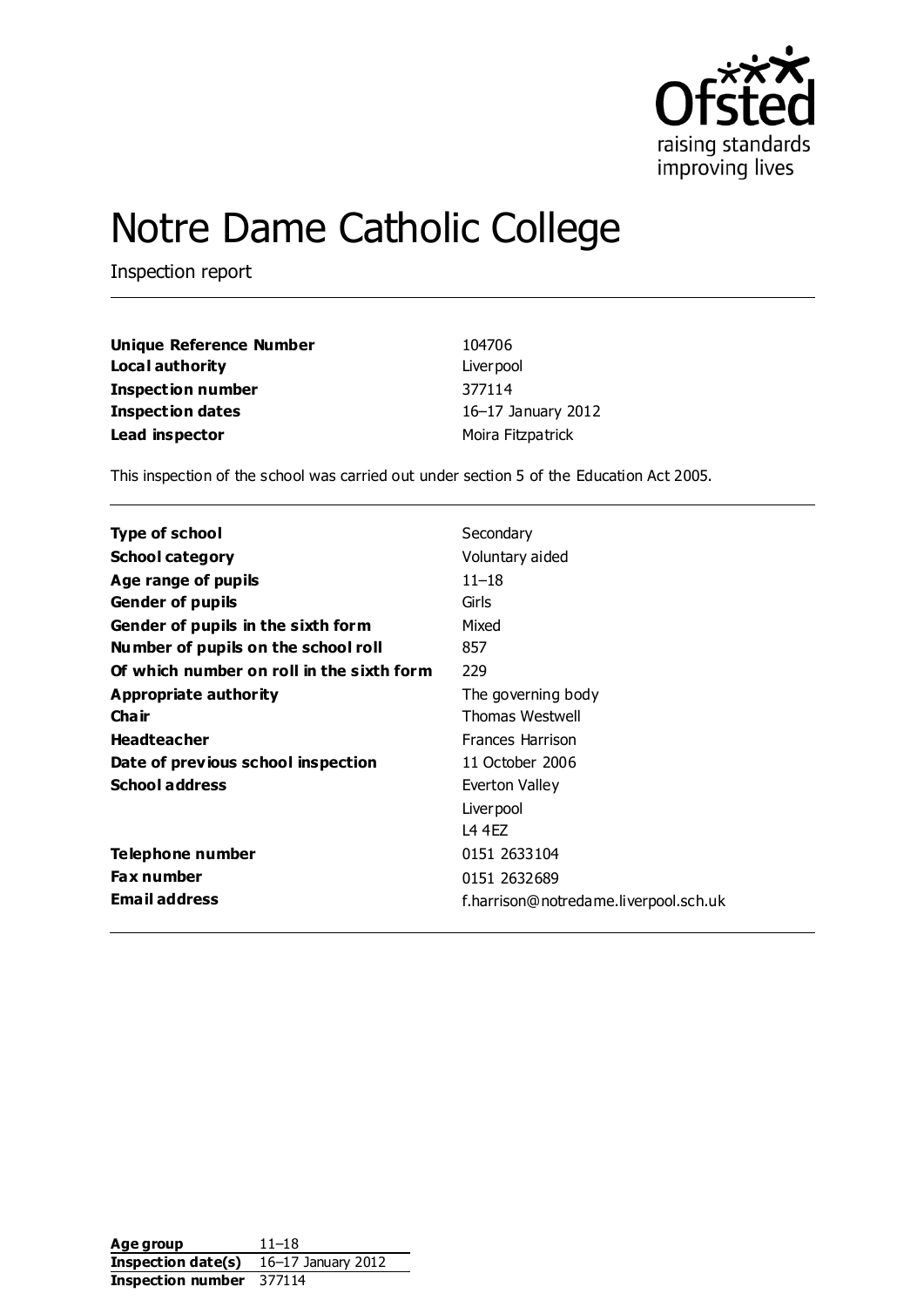# Notre Dame Catholic College

Inspection report

| | |
|---|---|
| **Unique Reference Number** | 104706 |
| **Local authority** | Liverpool |
| **Inspection number** | 377114 |
| **Inspection dates** | 16–17 January 2012 |
| **Lead inspector** | Moira Fitzpatrick |

This inspection of the school was carried out under section 5 of the Education Act 2005.

| | |
|---|---|
| **Type of school** | Secondary |
| **School category** | Voluntary aided |
| **Age range of pupils** | 11–18 |
| **Gender of pupils** | Girls |
| **Gender of pupils in the sixth form** | Mixed |
| **Number of pupils on the school roll** | 857 |
| **Of which number on roll in the sixth form** | 229 |
| **Appropriate authority** | The governing body |
| **Chair** | Thomas Westwell |
| **Headteacher** | Frances Harrison |
| **Date of previous school inspection** | 11 October 2006 |
| **School address** | Everton Valley<br>Liverpool<br>L4 4EZ |
| **Telephone number** | 0151 2633104 |
| **Fax number** | 0151 2632689 |
| **Email address** | f.harrison@notredame.liverpool.sch.uk |

| | |
|---|---|
| **Age group** | 11–18 |
| **Inspection date(s)** | 16–17 January 2012 |
| **Inspection number** | 377114 |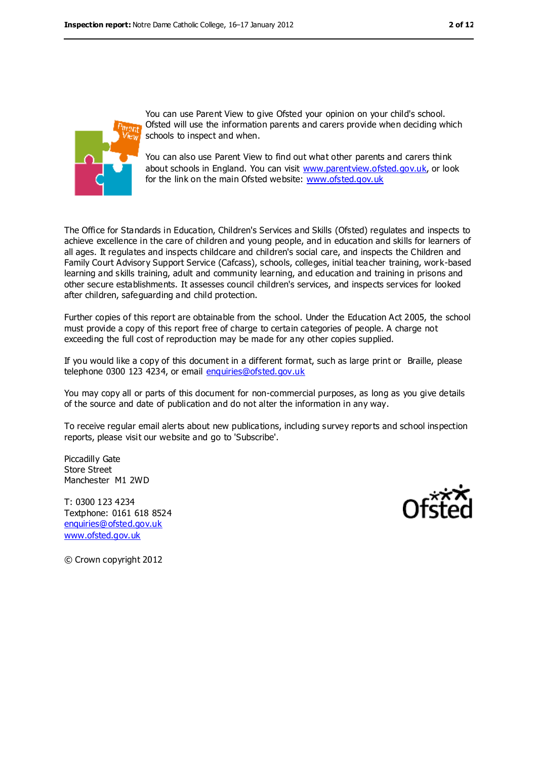You can use Parent View to give Ofsted your opinion on your child's school. Ofsted will use the information parents and carers provide when deciding which schools to inspect and when.

You can also use Parent View to find out what other parents and carers think about schools in England. You can visit www.parentview.ofsted.gov.uk, or look for the link on the main Ofsted website: www.ofsted.gov.uk

The Office for Standards in Education, Children's Services and Skills (Ofsted) regulates and inspects to achieve excellence in the care of children and young people, and in education and skills for learners of all ages. It regulates and inspects childcare and children's social care, and inspects the Children and Family Court Advisory Support Service (Cafcass), schools, colleges, initial teacher training, work-based learning and skills training, adult and community learning, and education and training in prisons and other secure establishments. It assesses council children's services, and inspects services for looked after children, safeguarding and child protection.

Further copies of this report are obtainable from the school. Under the Education Act 2005, the school must provide a copy of this report free of charge to certain categories of people. A charge not exceeding the full cost of reproduction may be made for any other copies supplied.

If you would like a copy of this document in a different format, such as large print or Braille, please telephone 0300 123 4234, or email enquiries@ofsted.gov.uk

You may copy all or parts of this document for non-commercial purposes, as long as you give details of the source and date of publication and do not alter the information in any way.

To receive regular email alerts about new publications, including survey reports and school inspection reports, please visit our website and go to 'Subscribe'.

Piccadilly Gate
Store Street
Manchester M1 2WD

T: 0300 123 4234
Textphone: 0161 618 8524
enquiries@ofsted.gov.uk
www.ofsted.gov.uk

© Crown copyright 2012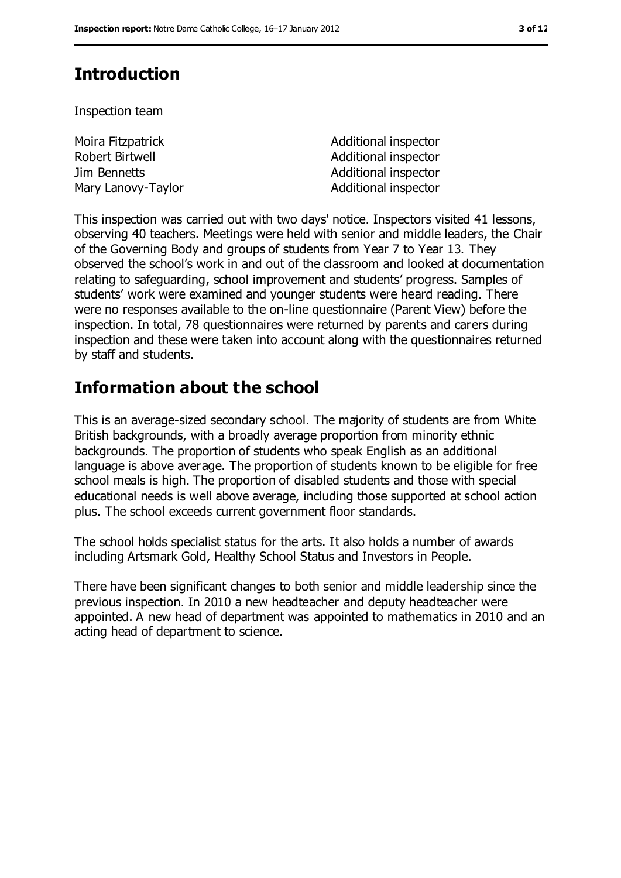## Introduction

Inspection team

| | |
|---|---|
| Moira Fitzpatrick | Additional inspector |
| Robert Birtwell | Additional inspector |
| Jim Bennetts | Additional inspector |
| Mary Lanovy-Taylor | Additional inspector |

This inspection was carried out with two days' notice. Inspectors visited 41 lessons, observing 40 teachers. Meetings were held with senior and middle leaders, the Chair of the Governing Body and groups of students from Year 7 to Year 13. They observed the school's work in and out of the classroom and looked at documentation relating to safeguarding, school improvement and students' progress. Samples of students' work were examined and younger students were heard reading. There were no responses available to the on-line questionnaire (Parent View) before the inspection. In total, 78 questionnaires were returned by parents and carers during inspection and these were taken into account along with the questionnaires returned by staff and students.

## Information about the school

This is an average-sized secondary school. The majority of students are from White British backgrounds, with a broadly average proportion from minority ethnic backgrounds. The proportion of students who speak English as an additional language is above average. The proportion of students known to be eligible for free school meals is high. The proportion of disabled students and those with special educational needs is well above average, including those supported at school action plus. The school exceeds current government floor standards.

The school holds specialist status for the arts. It also holds a number of awards including Artsmark Gold, Healthy School Status and Investors in People.

There have been significant changes to both senior and middle leadership since the previous inspection. In 2010 a new headteacher and deputy headteacher were appointed. A new head of department was appointed to mathematics in 2010 and an acting head of department to science.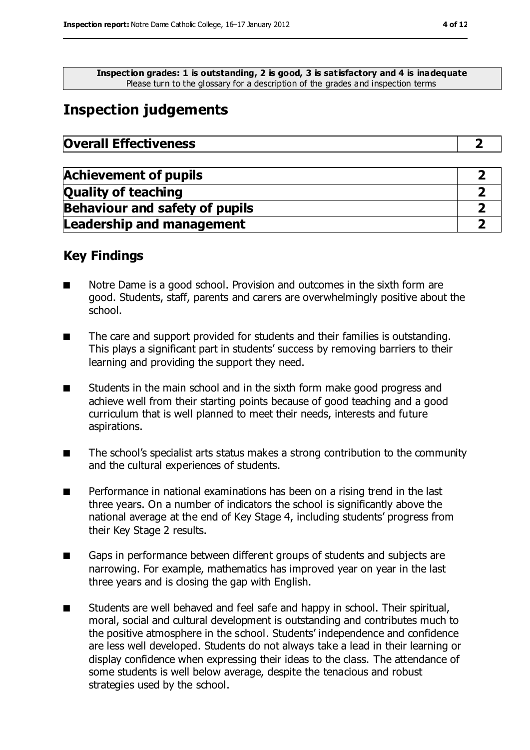**Inspection grades: 1 is outstanding, 2 is good, 3 is satisfactory and 4 is inadequate**
Please turn to the glossary for a description of the grades and inspection terms

# Inspection judgements

| **Overall Effectiveness** | **2** |
|---|---|

| **Achievement of pupils** | **2** |
|---|---|
| **Quality of teaching** | **2** |
| **Behaviour and safety of pupils** | **2** |
| **Leadership and management** | **2** |

## Key Findings

- Notre Dame is a good school. Provision and outcomes in the sixth form are good. Students, staff, parents and carers are overwhelmingly positive about the school.
- The care and support provided for students and their families is outstanding. This plays a significant part in students' success by removing barriers to their learning and providing the support they need.
- Students in the main school and in the sixth form make good progress and achieve well from their starting points because of good teaching and a good curriculum that is well planned to meet their needs, interests and future aspirations.
- The school's specialist arts status makes a strong contribution to the community and the cultural experiences of students.
- Performance in national examinations has been on a rising trend in the last three years. On a number of indicators the school is significantly above the national average at the end of Key Stage 4, including students' progress from their Key Stage 2 results.
- Gaps in performance between different groups of students and subjects are narrowing. For example, mathematics has improved year on year in the last three years and is closing the gap with English.
- Students are well behaved and feel safe and happy in school. Their spiritual, moral, social and cultural development is outstanding and contributes much to the positive atmosphere in the school. Students' independence and confidence are less well developed. Students do not always take a lead in their learning or display confidence when expressing their ideas to the class. The attendance of some students is well below average, despite the tenacious and robust strategies used by the school.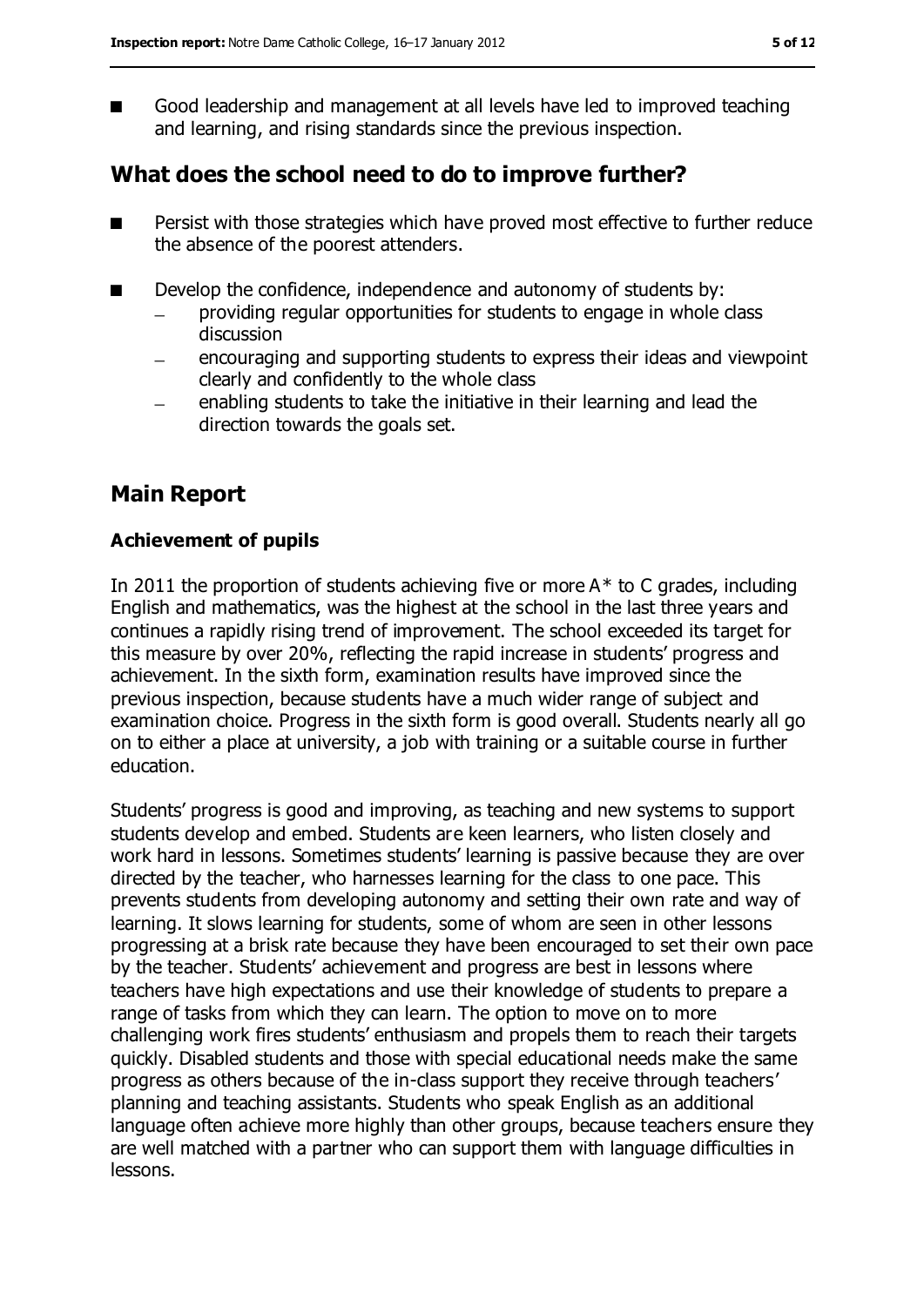- Good leadership and management at all levels have led to improved teaching and learning, and rising standards since the previous inspection.

## What does the school need to do to improve further?

- Persist with those strategies which have proved most effective to further reduce the absence of the poorest attenders.
- Develop the confidence, independence and autonomy of students by:
  - providing regular opportunities for students to engage in whole class discussion
  - encouraging and supporting students to express their ideas and viewpoint clearly and confidently to the whole class
  - enabling students to take the initiative in their learning and lead the direction towards the goals set.

## Main Report

### Achievement of pupils

In 2011 the proportion of students achieving five or more A* to C grades, including English and mathematics, was the highest at the school in the last three years and continues a rapidly rising trend of improvement. The school exceeded its target for this measure by over 20%, reflecting the rapid increase in students' progress and achievement. In the sixth form, examination results have improved since the previous inspection, because students have a much wider range of subject and examination choice. Progress in the sixth form is good overall. Students nearly all go on to either a place at university, a job with training or a suitable course in further education.

Students' progress is good and improving, as teaching and new systems to support students develop and embed. Students are keen learners, who listen closely and work hard in lessons. Sometimes students' learning is passive because they are over directed by the teacher, who harnesses learning for the class to one pace. This prevents students from developing autonomy and setting their own rate and way of learning. It slows learning for students, some of whom are seen in other lessons progressing at a brisk rate because they have been encouraged to set their own pace by the teacher. Students' achievement and progress are best in lessons where teachers have high expectations and use their knowledge of students to prepare a range of tasks from which they can learn. The option to move on to more challenging work fires students' enthusiasm and propels them to reach their targets quickly. Disabled students and those with special educational needs make the same progress as others because of the in-class support they receive through teachers' planning and teaching assistants. Students who speak English as an additional language often achieve more highly than other groups, because teachers ensure they are well matched with a partner who can support them with language difficulties in lessons.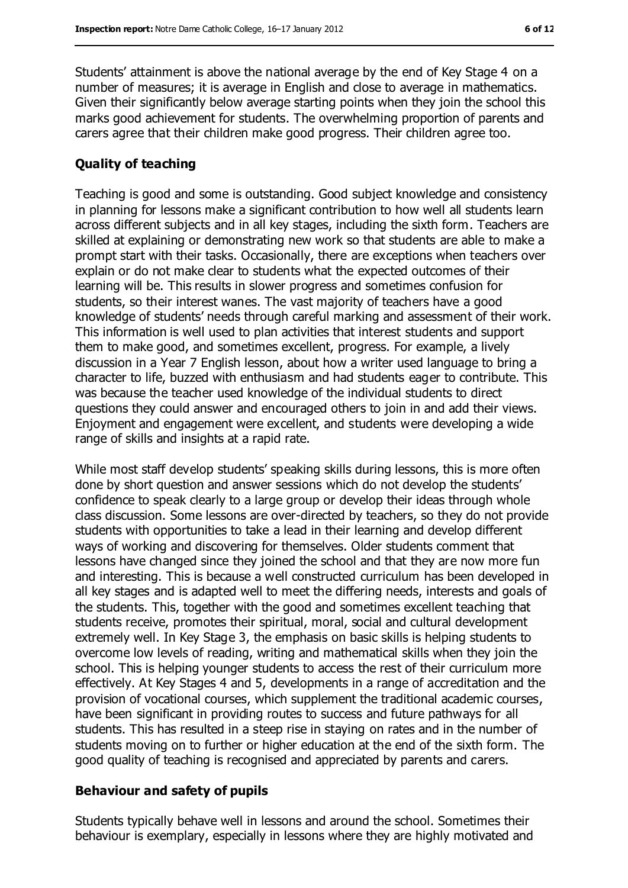Students' attainment is above the national average by the end of Key Stage 4 on a number of measures; it is average in English and close to average in mathematics. Given their significantly below average starting points when they join the school this marks good achievement for students. The overwhelming proportion of parents and carers agree that their children make good progress. Their children agree too.

### Quality of teaching

Teaching is good and some is outstanding. Good subject knowledge and consistency in planning for lessons make a significant contribution to how well all students learn across different subjects and in all key stages, including the sixth form. Teachers are skilled at explaining or demonstrating new work so that students are able to make a prompt start with their tasks. Occasionally, there are exceptions when teachers over explain or do not make clear to students what the expected outcomes of their learning will be. This results in slower progress and sometimes confusion for students, so their interest wanes. The vast majority of teachers have a good knowledge of students' needs through careful marking and assessment of their work. This information is well used to plan activities that interest students and support them to make good, and sometimes excellent, progress. For example, a lively discussion in a Year 7 English lesson, about how a writer used language to bring a character to life, buzzed with enthusiasm and had students eager to contribute. This was because the teacher used knowledge of the individual students to direct questions they could answer and encouraged others to join in and add their views. Enjoyment and engagement were excellent, and students were developing a wide range of skills and insights at a rapid rate.

While most staff develop students' speaking skills during lessons, this is more often done by short question and answer sessions which do not develop the students' confidence to speak clearly to a large group or develop their ideas through whole class discussion. Some lessons are over-directed by teachers, so they do not provide students with opportunities to take a lead in their learning and develop different ways of working and discovering for themselves. Older students comment that lessons have changed since they joined the school and that they are now more fun and interesting. This is because a well constructed curriculum has been developed in all key stages and is adapted well to meet the differing needs, interests and goals of the students. This, together with the good and sometimes excellent teaching that students receive, promotes their spiritual, moral, social and cultural development extremely well. In Key Stage 3, the emphasis on basic skills is helping students to overcome low levels of reading, writing and mathematical skills when they join the school. This is helping younger students to access the rest of their curriculum more effectively. At Key Stages 4 and 5, developments in a range of accreditation and the provision of vocational courses, which supplement the traditional academic courses, have been significant in providing routes to success and future pathways for all students. This has resulted in a steep rise in staying on rates and in the number of students moving on to further or higher education at the end of the sixth form. The good quality of teaching is recognised and appreciated by parents and carers.

### Behaviour and safety of pupils

Students typically behave well in lessons and around the school. Sometimes their behaviour is exemplary, especially in lessons where they are highly motivated and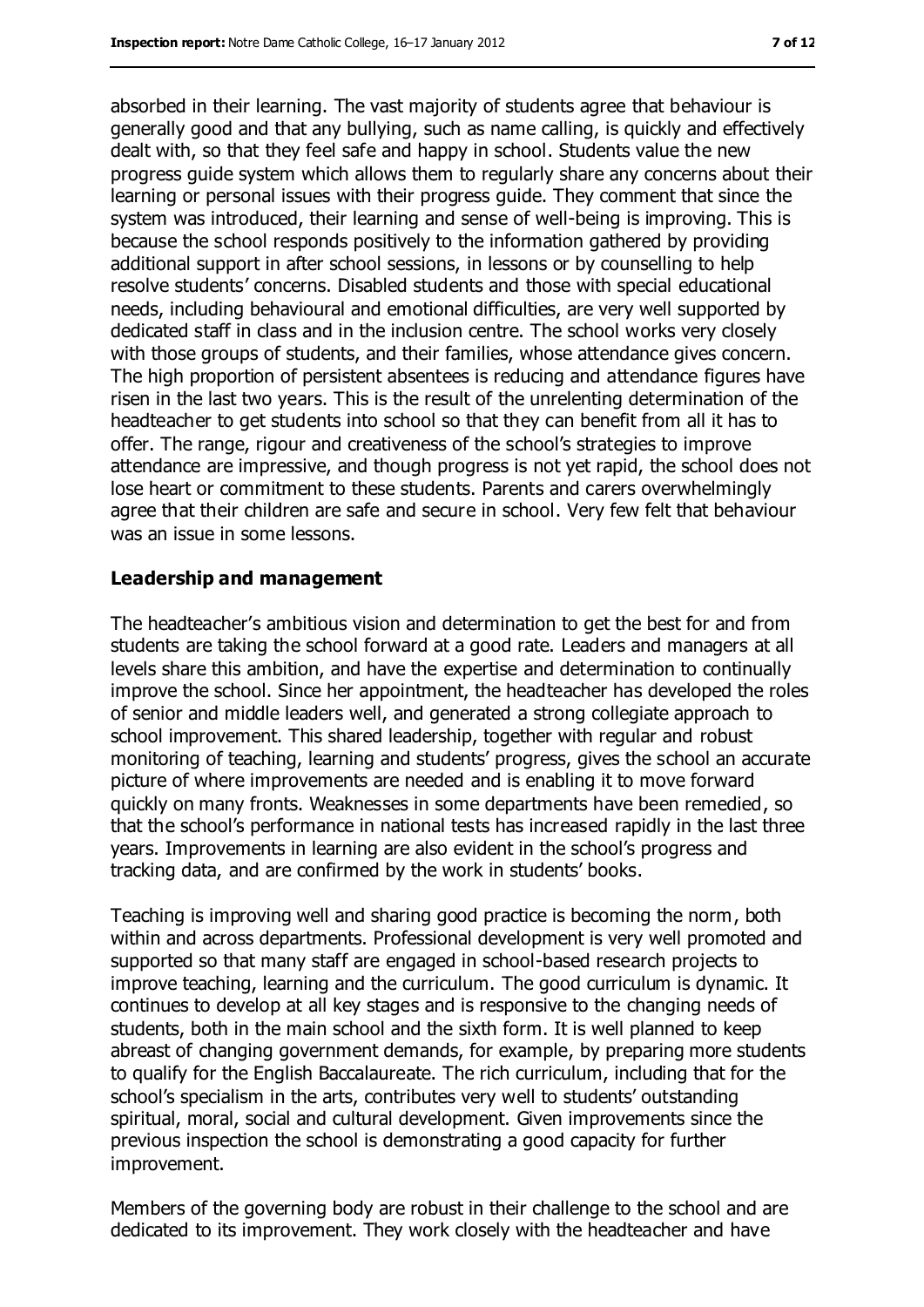absorbed in their learning. The vast majority of students agree that behaviour is generally good and that any bullying, such as name calling, is quickly and effectively dealt with, so that they feel safe and happy in school. Students value the new progress guide system which allows them to regularly share any concerns about their learning or personal issues with their progress guide. They comment that since the system was introduced, their learning and sense of well-being is improving. This is because the school responds positively to the information gathered by providing additional support in after school sessions, in lessons or by counselling to help resolve students' concerns. Disabled students and those with special educational needs, including behavioural and emotional difficulties, are very well supported by dedicated staff in class and in the inclusion centre. The school works very closely with those groups of students, and their families, whose attendance gives concern. The high proportion of persistent absentees is reducing and attendance figures have risen in the last two years. This is the result of the unrelenting determination of the headteacher to get students into school so that they can benefit from all it has to offer. The range, rigour and creativeness of the school's strategies to improve attendance are impressive, and though progress is not yet rapid, the school does not lose heart or commitment to these students. Parents and carers overwhelmingly agree that their children are safe and secure in school. Very few felt that behaviour was an issue in some lessons.

### Leadership and management

The headteacher's ambitious vision and determination to get the best for and from students are taking the school forward at a good rate. Leaders and managers at all levels share this ambition, and have the expertise and determination to continually improve the school. Since her appointment, the headteacher has developed the roles of senior and middle leaders well, and generated a strong collegiate approach to school improvement. This shared leadership, together with regular and robust monitoring of teaching, learning and students' progress, gives the school an accurate picture of where improvements are needed and is enabling it to move forward quickly on many fronts. Weaknesses in some departments have been remedied, so that the school's performance in national tests has increased rapidly in the last three years. Improvements in learning are also evident in the school's progress and tracking data, and are confirmed by the work in students' books.

Teaching is improving well and sharing good practice is becoming the norm, both within and across departments. Professional development is very well promoted and supported so that many staff are engaged in school-based research projects to improve teaching, learning and the curriculum. The good curriculum is dynamic. It continues to develop at all key stages and is responsive to the changing needs of students, both in the main school and the sixth form. It is well planned to keep abreast of changing government demands, for example, by preparing more students to qualify for the English Baccalaureate. The rich curriculum, including that for the school's specialism in the arts, contributes very well to students' outstanding spiritual, moral, social and cultural development. Given improvements since the previous inspection the school is demonstrating a good capacity for further improvement.

Members of the governing body are robust in their challenge to the school and are dedicated to its improvement. They work closely with the headteacher and have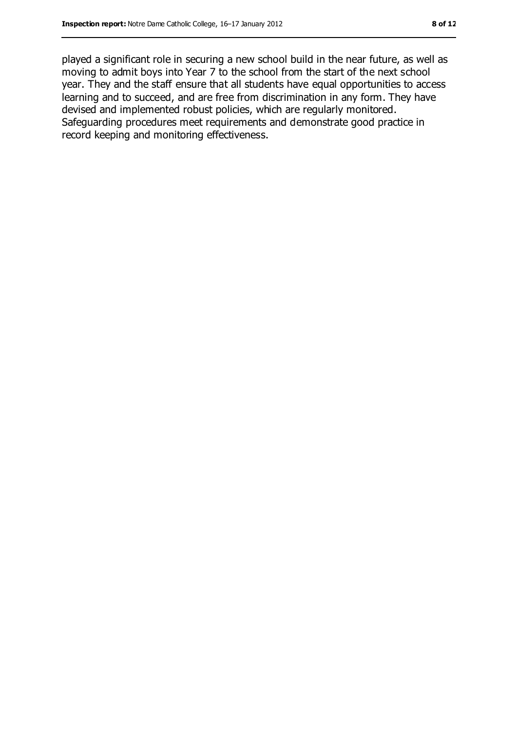played a significant role in securing a new school build in the near future, as well as moving to admit boys into Year 7 to the school from the start of the next school year. They and the staff ensure that all students have equal opportunities to access learning and to succeed, and are free from discrimination in any form. They have devised and implemented robust policies, which are regularly monitored. Safeguarding procedures meet requirements and demonstrate good practice in record keeping and monitoring effectiveness.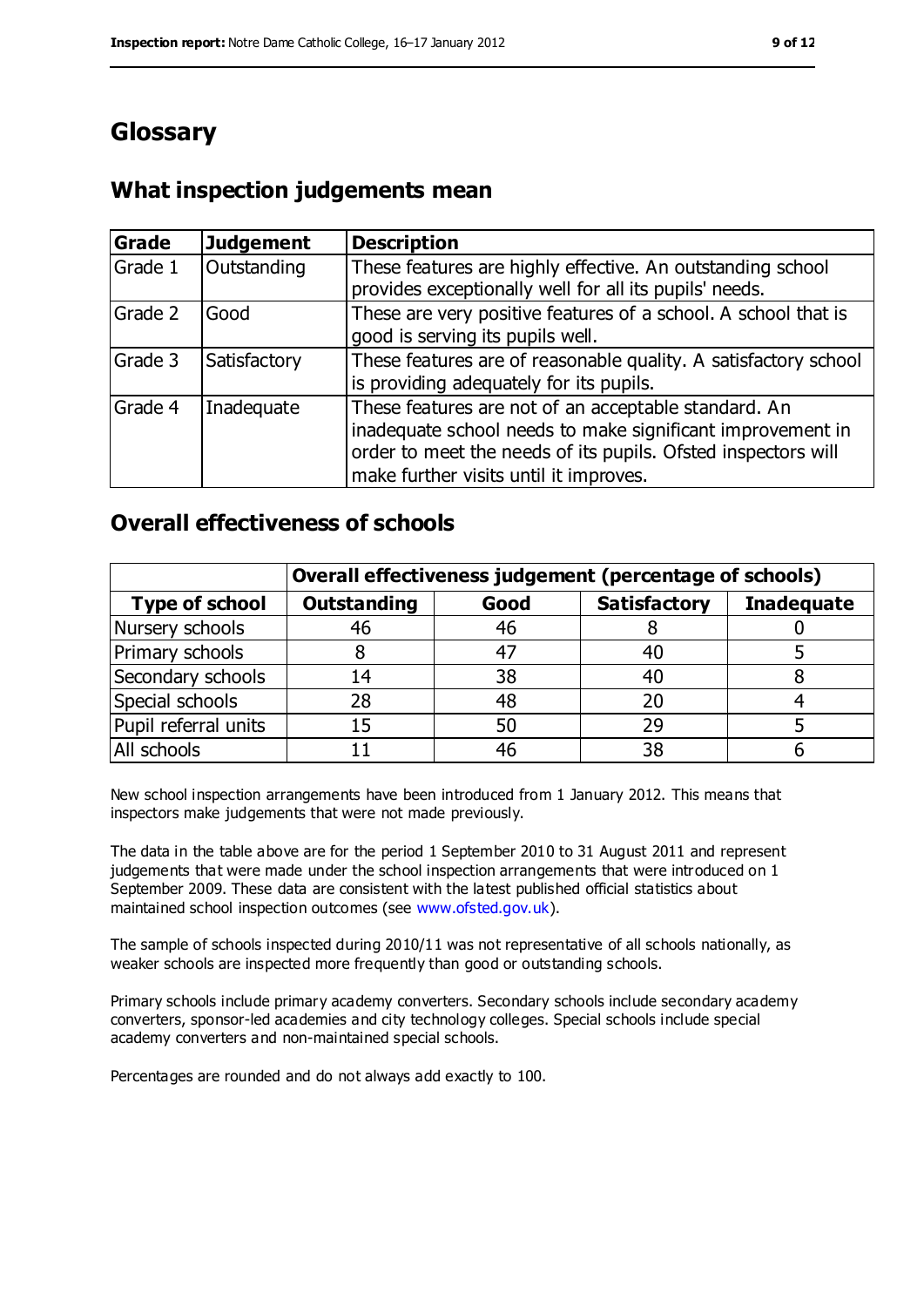# Glossary

## What inspection judgements mean

| Grade | Judgement | Description |
|---|---|---|
| Grade 1 | Outstanding | These features are highly effective. An outstanding school provides exceptionally well for all its pupils' needs. |
| Grade 2 | Good | These are very positive features of a school. A school that is good is serving its pupils well. |
| Grade 3 | Satisfactory | These features are of reasonable quality. A satisfactory school is providing adequately for its pupils. |
| Grade 4 | Inadequate | These features are not of an acceptable standard. An inadequate school needs to make significant improvement in order to meet the needs of its pupils. Ofsted inspectors will make further visits until it improves. |

## Overall effectiveness of schools

| | Overall effectiveness judgement (percentage of schools) | | | |
|---|---|---|---|---|
| **Type of school** | **Outstanding** | **Good** | **Satisfactory** | **Inadequate** |
| Nursery schools | 46 | 46 | 8 | 0 |
| Primary schools | 8 | 47 | 40 | 5 |
| Secondary schools | 14 | 38 | 40 | 8 |
| Special schools | 28 | 48 | 20 | 4 |
| Pupil referral units | 15 | 50 | 29 | 5 |
| All schools | 11 | 46 | 38 | 6 |

New school inspection arrangements have been introduced from 1 January 2012. This means that inspectors make judgements that were not made previously.

The data in the table above are for the period 1 September 2010 to 31 August 2011 and represent judgements that were made under the school inspection arrangements that were introduced on 1 September 2009. These data are consistent with the latest published official statistics about maintained school inspection outcomes (see www.ofsted.gov.uk).

The sample of schools inspected during 2010/11 was not representative of all schools nationally, as weaker schools are inspected more frequently than good or outstanding schools.

Primary schools include primary academy converters. Secondary schools include secondary academy converters, sponsor-led academies and city technology colleges. Special schools include special academy converters and non-maintained special schools.

Percentages are rounded and do not always add exactly to 100.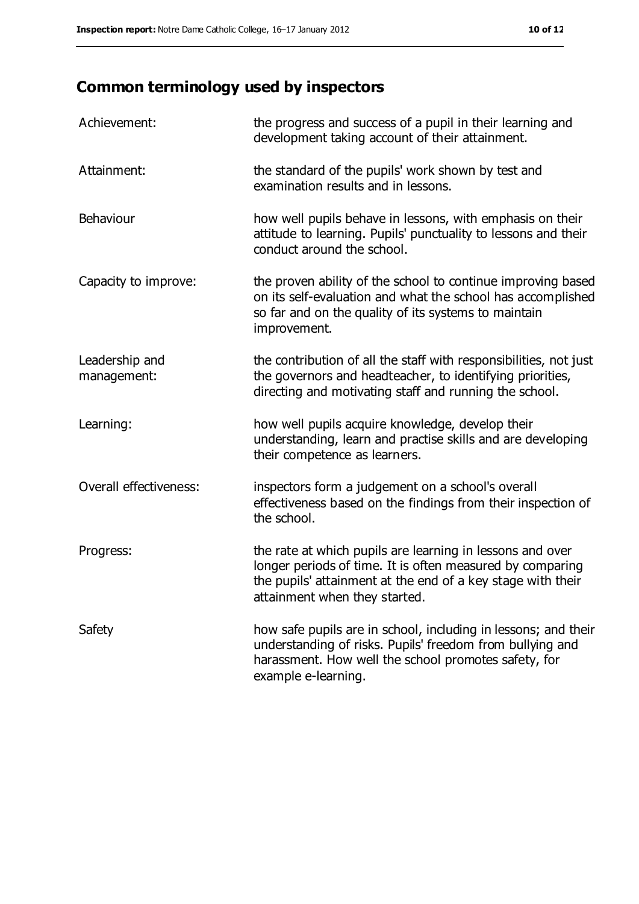## Common terminology used by inspectors

| | |
|---|---|
| Achievement: | the progress and success of a pupil in their learning and development taking account of their attainment. |
| Attainment: | the standard of the pupils' work shown by test and examination results and in lessons. |
| Behaviour | how well pupils behave in lessons, with emphasis on their attitude to learning. Pupils' punctuality to lessons and their conduct around the school. |
| Capacity to improve: | the proven ability of the school to continue improving based on its self-evaluation and what the school has accomplished so far and on the quality of its systems to maintain improvement. |
| Leadership and management: | the contribution of all the staff with responsibilities, not just the governors and headteacher, to identifying priorities, directing and motivating staff and running the school. |
| Learning: | how well pupils acquire knowledge, develop their understanding, learn and practise skills and are developing their competence as learners. |
| Overall effectiveness: | inspectors form a judgement on a school's overall effectiveness based on the findings from their inspection of the school. |
| Progress: | the rate at which pupils are learning in lessons and over longer periods of time. It is often measured by comparing the pupils' attainment at the end of a key stage with their attainment when they started. |
| Safety | how safe pupils are in school, including in lessons; and their understanding of risks. Pupils' freedom from bullying and harassment. How well the school promotes safety, for example e-learning. |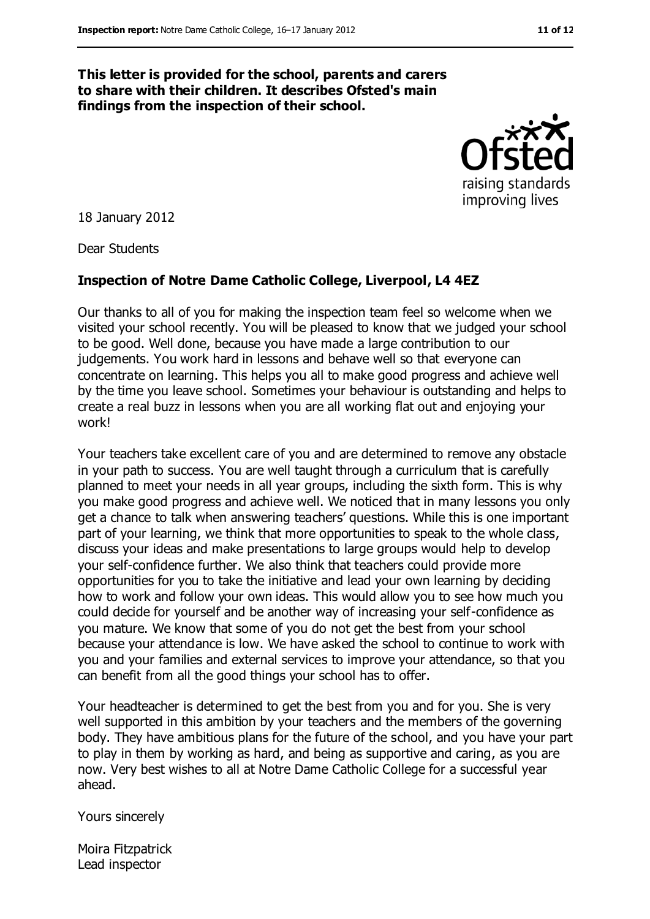**This letter is provided for the school, parents and carers to share with their children. It describes Ofsted's main findings from the inspection of their school.**

18 January 2012

Dear Students

**Inspection of Notre Dame Catholic College, Liverpool, L4 4EZ**

Our thanks to all of you for making the inspection team feel so welcome when we visited your school recently. You will be pleased to know that we judged your school to be good. Well done, because you have made a large contribution to our judgements. You work hard in lessons and behave well so that everyone can concentrate on learning. This helps you all to make good progress and achieve well by the time you leave school. Sometimes your behaviour is outstanding and helps to create a real buzz in lessons when you are all working flat out and enjoying your work!

Your teachers take excellent care of you and are determined to remove any obstacle in your path to success. You are well taught through a curriculum that is carefully planned to meet your needs in all year groups, including the sixth form. This is why you make good progress and achieve well. We noticed that in many lessons you only get a chance to talk when answering teachers' questions. While this is one important part of your learning, we think that more opportunities to speak to the whole class, discuss your ideas and make presentations to large groups would help to develop your self-confidence further. We also think that teachers could provide more opportunities for you to take the initiative and lead your own learning by deciding how to work and follow your own ideas. This would allow you to see how much you could decide for yourself and be another way of increasing your self-confidence as you mature. We know that some of you do not get the best from your school because your attendance is low. We have asked the school to continue to work with you and your families and external services to improve your attendance, so that you can benefit from all the good things your school has to offer.

Your headteacher is determined to get the best from you and for you. She is very well supported in this ambition by your teachers and the members of the governing body. They have ambitious plans for the future of the school, and you have your part to play in them by working as hard, and being as supportive and caring, as you are now. Very best wishes to all at Notre Dame Catholic College for a successful year ahead.

Yours sincerely

Moira Fitzpatrick
Lead inspector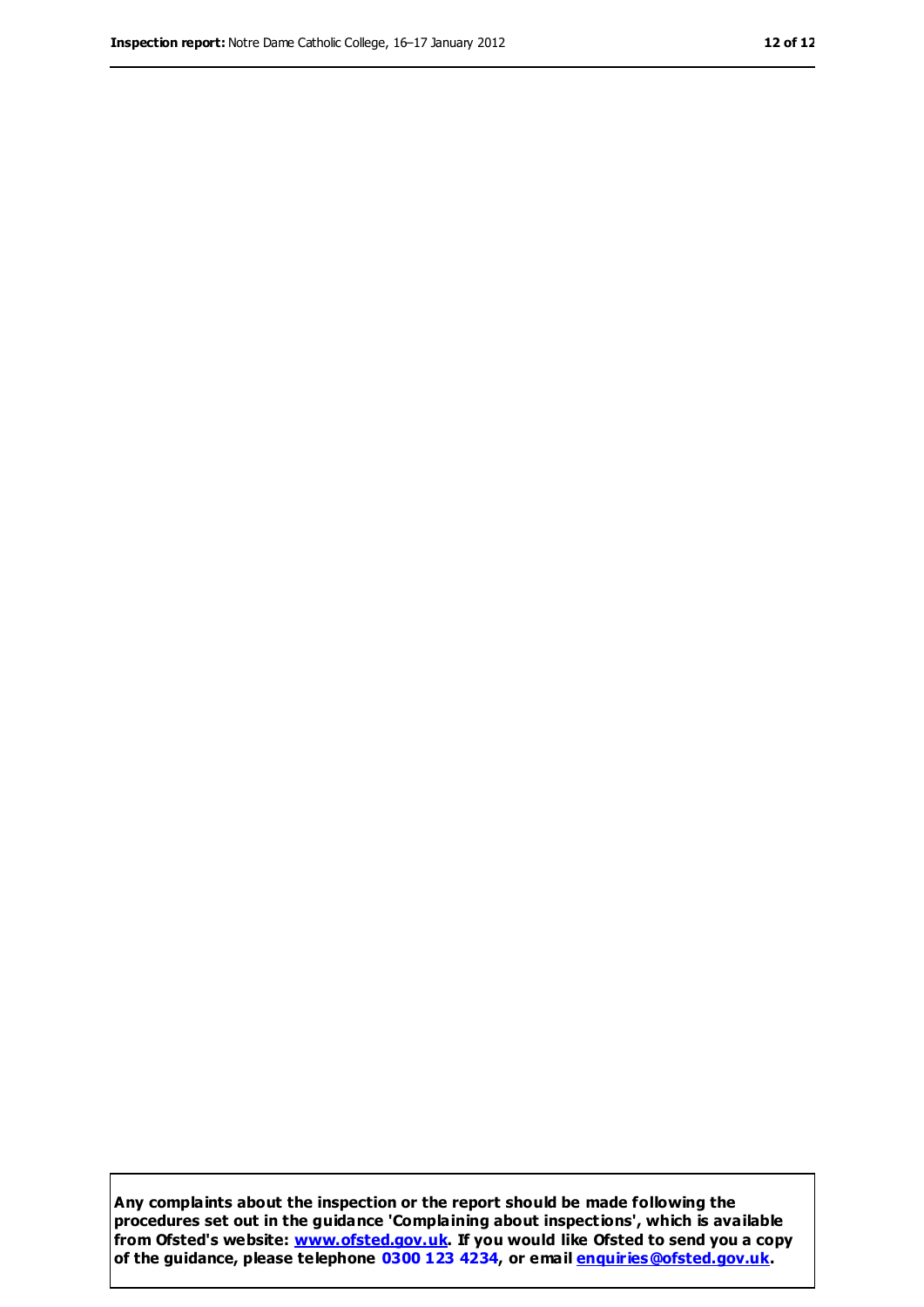**Any complaints about the inspection or the report should be made following the procedures set out in the guidance 'Complaining about inspections', which is available from Ofsted's website: www.ofsted.gov.uk. If you would like Ofsted to send you a copy of the guidance, please telephone 0300 123 4234, or email enquiries@ofsted.gov.uk.**